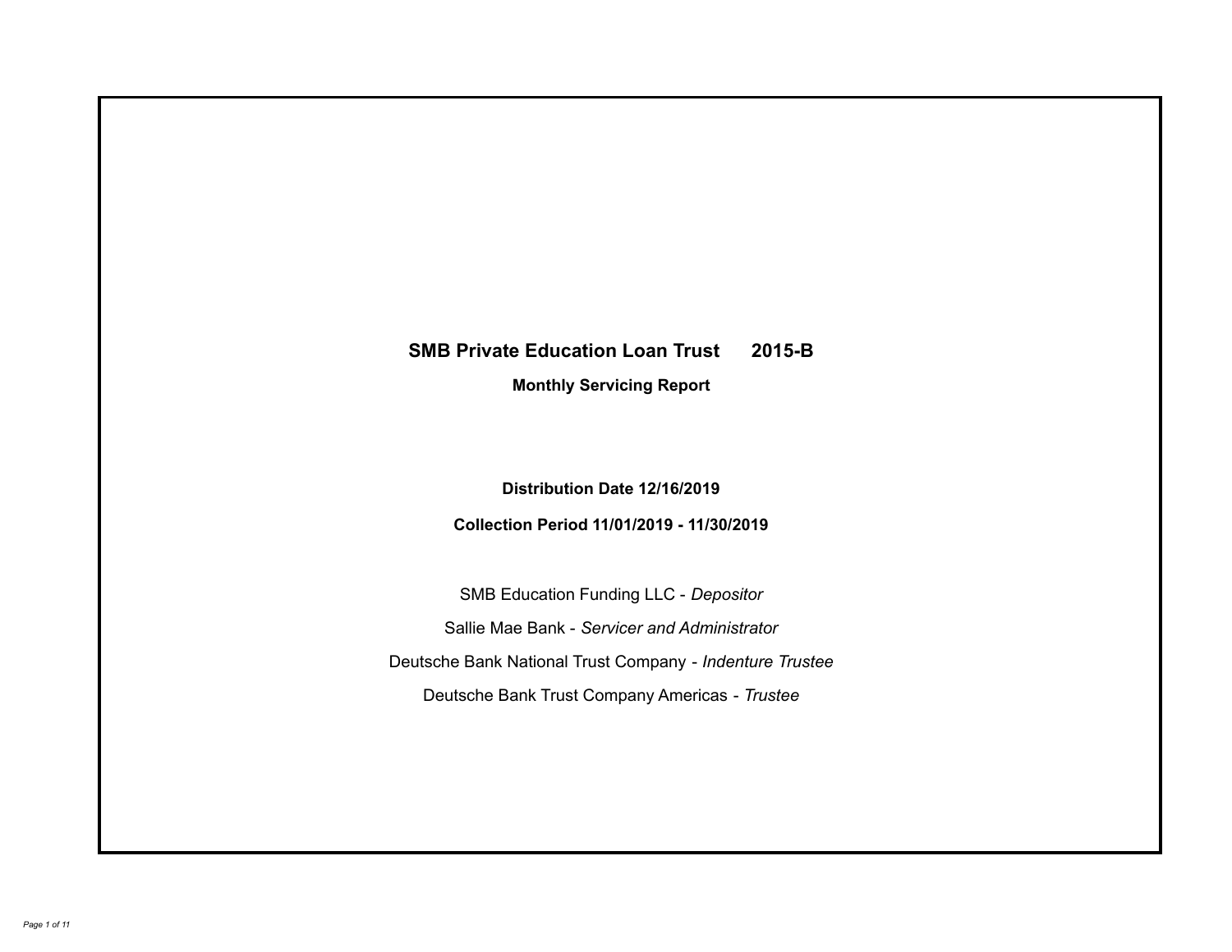# SMB Private Education Loan Trust 2015-B

## Monthly Servicing Report

**Distribution Date 12/16/2019**

**Collection Period 11/01/2019 - 11/30/2019**

SMB Education Funding LLC - *Depositor*

Sallie Mae Bank - *Servicer and Administrator*

Deutsche Bank National Trust Company - *Indenture Trustee*

Deutsche Bank Trust Company Americas - *Trustee*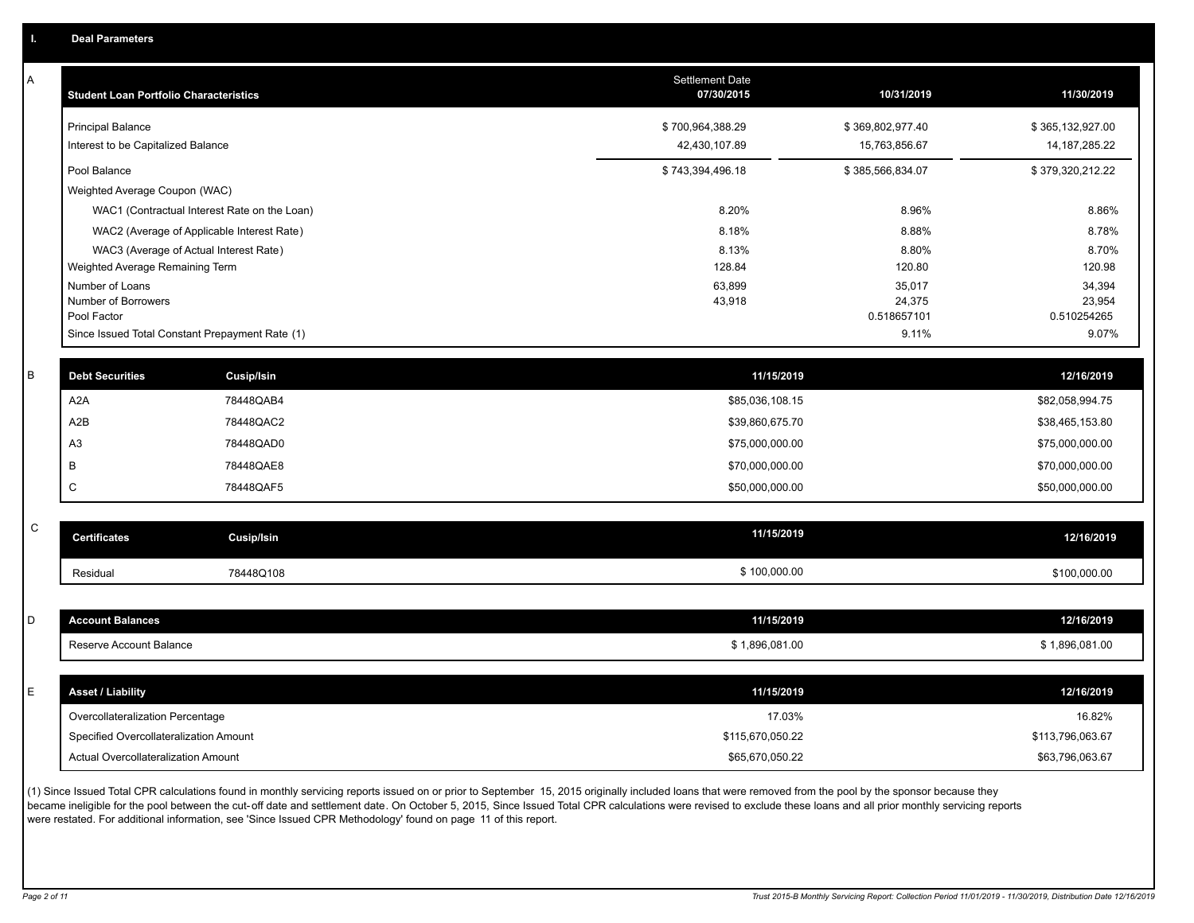## I. Deal Parameters

### A

| Student Loan Portfolio Characteristics | Settlement Date 07/30/2015 | 10/31/2019 | 11/30/2019 |
|---|---|---|---|
| Principal Balance | $ 700,964,388.29 | $ 369,802,977.40 | $ 365,132,927.00 |
| Interest to be Capitalized Balance | 42,430,107.89 | 15,763,856.67 | 14,187,285.22 |
| Pool Balance | $ 743,394,496.18 | $ 385,566,834.07 | $ 379,320,212.22 |
| Weighted Average Coupon (WAC) | | | |
| WAC1 (Contractual Interest Rate on the Loan) | 8.20% | 8.96% | 8.86% |
| WAC2 (Average of Applicable Interest Rate) | 8.18% | 8.88% | 8.78% |
| WAC3 (Average of Actual Interest Rate) | 8.13% | 8.80% | 8.70% |
| Weighted Average Remaining Term | 128.84 | 120.80 | 120.98 |
| Number of Loans | 63,899 | 35,017 | 34,394 |
| Number of Borrowers | 43,918 | 24,375 | 23,954 |
| Pool Factor | | 0.518657101 | 0.510254265 |
| Since Issued Total Constant Prepayment Rate (1) | | 9.11% | 9.07% |

### B

| Debt Securities | Cusip/Isin | 11/15/2019 | 12/16/2019 |
|---|---|---|---|
| A2A | 78448QAB4 | $85,036,108.15 | $82,058,994.75 |
| A2B | 78448QAC2 | $39,860,675.70 | $38,465,153.80 |
| A3 | 78448QAD0 | $75,000,000.00 | $75,000,000.00 |
| B | 78448QAE8 | $70,000,000.00 | $70,000,000.00 |
| C | 78448QAF5 | $50,000,000.00 | $50,000,000.00 |

### C

| Certificates | Cusip/Isin | 11/15/2019 | 12/16/2019 |
|---|---|---|---|
| Residual | 78448Q108 | $ 100,000.00 | $100,000.00 |

### D

| Account Balances | 11/15/2019 | 12/16/2019 |
|---|---|---|
| Reserve Account Balance | $ 1,896,081.00 | $ 1,896,081.00 |

### E

| Asset / Liability | 11/15/2019 | 12/16/2019 |
|---|---|---|
| Overcollateralization Percentage | 17.03% | 16.82% |
| Specified Overcollateralization Amount | $115,670,050.22 | $113,796,063.67 |
| Actual Overcollateralization Amount | $65,670,050.22 | $63,796,063.67 |

(1) Since Issued Total CPR calculations found in monthly servicing reports issued on or prior to September 15, 2015 originally included loans that were removed from the pool by the sponsor because they became ineligible for the pool between the cut-off date and settlement date. On October 5, 2015, Since Issued Total CPR calculations were revised to exclude these loans and all prior monthly servicing reports were restated. For additional information, see 'Since Issued CPR Methodology' found on page 11 of this report.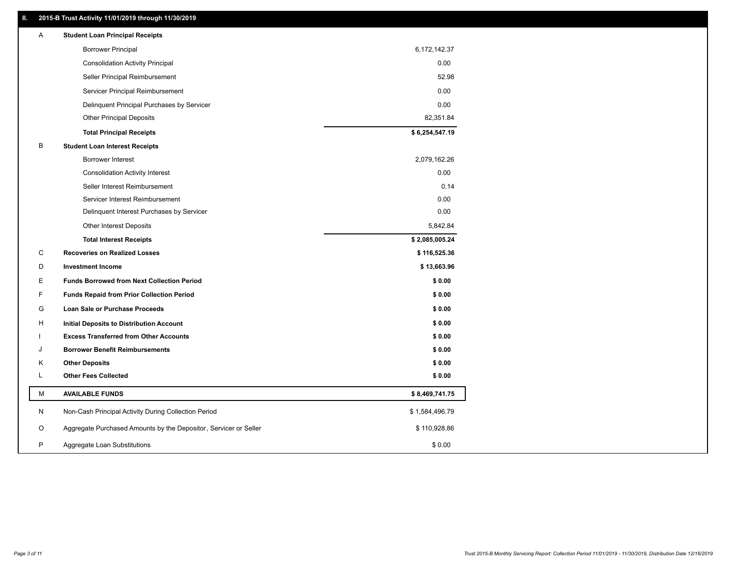## II. 2015-B Trust Activity 11/01/2019 through 11/30/2019

| | | |
|---|---|---|
| A | **Student Loan Principal Receipts** | |
| | Borrower Principal | 6,172,142.37 |
| | Consolidation Activity Principal | 0.00 |
| | Seller Principal Reimbursement | 52.98 |
| | Servicer Principal Reimbursement | 0.00 |
| | Delinquent Principal Purchases by Servicer | 0.00 |
| | Other Principal Deposits | 82,351.84 |
| | **Total Principal Receipts** | **$ 6,254,547.19** |
| B | **Student Loan Interest Receipts** | |
| | Borrower Interest | 2,079,162.26 |
| | Consolidation Activity Interest | 0.00 |
| | Seller Interest Reimbursement | 0.14 |
| | Servicer Interest Reimbursement | 0.00 |
| | Delinquent Interest Purchases by Servicer | 0.00 |
| | Other Interest Deposits | 5,842.84 |
| | **Total Interest Receipts** | **$ 2,085,005.24** |
| C | **Recoveries on Realized Losses** | **$ 116,525.36** |
| D | **Investment Income** | **$ 13,663.96** |
| E | **Funds Borrowed from Next Collection Period** | **$ 0.00** |
| F | **Funds Repaid from Prior Collection Period** | **$ 0.00** |
| G | **Loan Sale or Purchase Proceeds** | **$ 0.00** |
| H | **Initial Deposits to Distribution Account** | **$ 0.00** |
| I | **Excess Transferred from Other Accounts** | **$ 0.00** |
| J | **Borrower Benefit Reimbursements** | **$ 0.00** |
| K | **Other Deposits** | **$ 0.00** |
| L | **Other Fees Collected** | **$ 0.00** |
| M | **AVAILABLE FUNDS** | **$ 8,469,741.75** |
| N | Non-Cash Principal Activity During Collection Period | $ 1,584,496.79 |
| O | Aggregate Purchased Amounts by the Depositor, Servicer or Seller | $ 110,928.86 |
| P | Aggregate Loan Substitutions | $ 0.00 |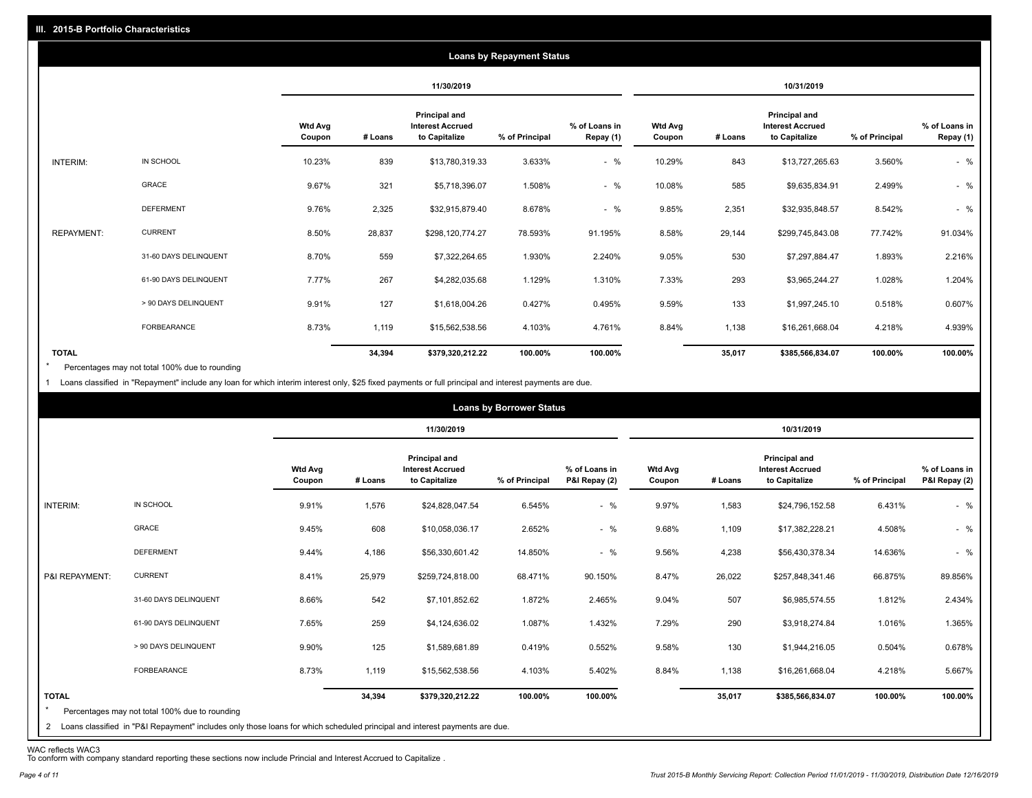## III. 2015-B Portfolio Characteristics

### Loans by Repayment Status

| | | 11/30/2019 | | | | | 10/31/2019 | | | | |
|---|---|---|---|---|---|---|---|---|---|---|---|
| | | Wtd Avg Coupon | # Loans | Principal and Interest Accrued to Capitalize | % of Principal | % of Loans in Repay (1) | Wtd Avg Coupon | # Loans | Principal and Interest Accrued to Capitalize | % of Principal | % of Loans in Repay (1) |
| INTERIM: | IN SCHOOL | 10.23% | 839 | $13,780,319.33 | 3.633% | - % | 10.29% | 843 | $13,727,265.63 | 3.560% | - % |
| | GRACE | 9.67% | 321 | $5,718,396.07 | 1.508% | - % | 10.08% | 585 | $9,635,834.91 | 2.499% | - % |
| | DEFERMENT | 9.76% | 2,325 | $32,915,879.40 | 8.678% | - % | 9.85% | 2,351 | $32,935,848.57 | 8.542% | - % |
| REPAYMENT: | CURRENT | 8.50% | 28,837 | $298,120,774.27 | 78.593% | 91.195% | 8.58% | 29,144 | $299,745,843.08 | 77.742% | 91.034% |
| | 31-60 DAYS DELINQUENT | 8.70% | 559 | $7,322,264.65 | 1.930% | 2.240% | 9.05% | 530 | $7,297,884.47 | 1.893% | 2.216% |
| | 61-90 DAYS DELINQUENT | 7.77% | 267 | $4,282,035.68 | 1.129% | 1.310% | 7.33% | 293 | $3,965,244.27 | 1.028% | 1.204% |
| | > 90 DAYS DELINQUENT | 9.91% | 127 | $1,618,004.26 | 0.427% | 0.495% | 9.59% | 133 | $1,997,245.10 | 0.518% | 0.607% |
| | FORBEARANCE | 8.73% | 1,119 | $15,562,538.56 | 4.103% | 4.761% | 8.84% | 1,138 | $16,261,668.04 | 4.218% | 4.939% |
| TOTAL | | | 34,394 | $379,320,212.22 | 100.00% | 100.00% | | 35,017 | $385,566,834.07 | 100.00% | 100.00% |

* Percentages may not total 100% due to rounding

1 Loans classified in "Repayment" include any loan for which interim interest only, $25 fixed payments or full principal and interest payments are due.

### Loans by Borrower Status

| | | 11/30/2019 | | | | | 10/31/2019 | | | | |
|---|---|---|---|---|---|---|---|---|---|---|---|
| | | Wtd Avg Coupon | # Loans | Principal and Interest Accrued to Capitalize | % of Principal | % of Loans in P&I Repay (2) | Wtd Avg Coupon | # Loans | Principal and Interest Accrued to Capitalize | % of Principal | % of Loans in P&I Repay (2) |
| INTERIM: | IN SCHOOL | 9.91% | 1,576 | $24,828,047.54 | 6.545% | - % | 9.97% | 1,583 | $24,796,152.58 | 6.431% | - % |
| | GRACE | 9.45% | 608 | $10,058,036.17 | 2.652% | - % | 9.68% | 1,109 | $17,382,228.21 | 4.508% | - % |
| | DEFERMENT | 9.44% | 4,186 | $56,330,601.42 | 14.850% | - % | 9.56% | 4,238 | $56,430,378.34 | 14.636% | - % |
| P&I REPAYMENT: | CURRENT | 8.41% | 25,979 | $259,724,818.00 | 68.471% | 90.150% | 8.47% | 26,022 | $257,848,341.46 | 66.875% | 89.856% |
| | 31-60 DAYS DELINQUENT | 8.66% | 542 | $7,101,852.62 | 1.872% | 2.465% | 9.04% | 507 | $6,985,574.55 | 1.812% | 2.434% |
| | 61-90 DAYS DELINQUENT | 7.65% | 259 | $4,124,636.02 | 1.087% | 1.432% | 7.29% | 290 | $3,918,274.84 | 1.016% | 1.365% |
| | > 90 DAYS DELINQUENT | 9.90% | 125 | $1,589,681.89 | 0.419% | 0.552% | 9.58% | 130 | $1,944,216.05 | 0.504% | 0.678% |
| | FORBEARANCE | 8.73% | 1,119 | $15,562,538.56 | 4.103% | 5.402% | 8.84% | 1,138 | $16,261,668.04 | 4.218% | 5.667% |
| TOTAL | | | 34,394 | $379,320,212.22 | 100.00% | 100.00% | | 35,017 | $385,566,834.07 | 100.00% | 100.00% |

* Percentages may not total 100% due to rounding

2 Loans classified in "P&I Repayment" includes only those loans for which scheduled principal and interest payments are due.

WAC reflects WAC3

To conform with company standard reporting these sections now include Princial and Interest Accrued to Capitalize .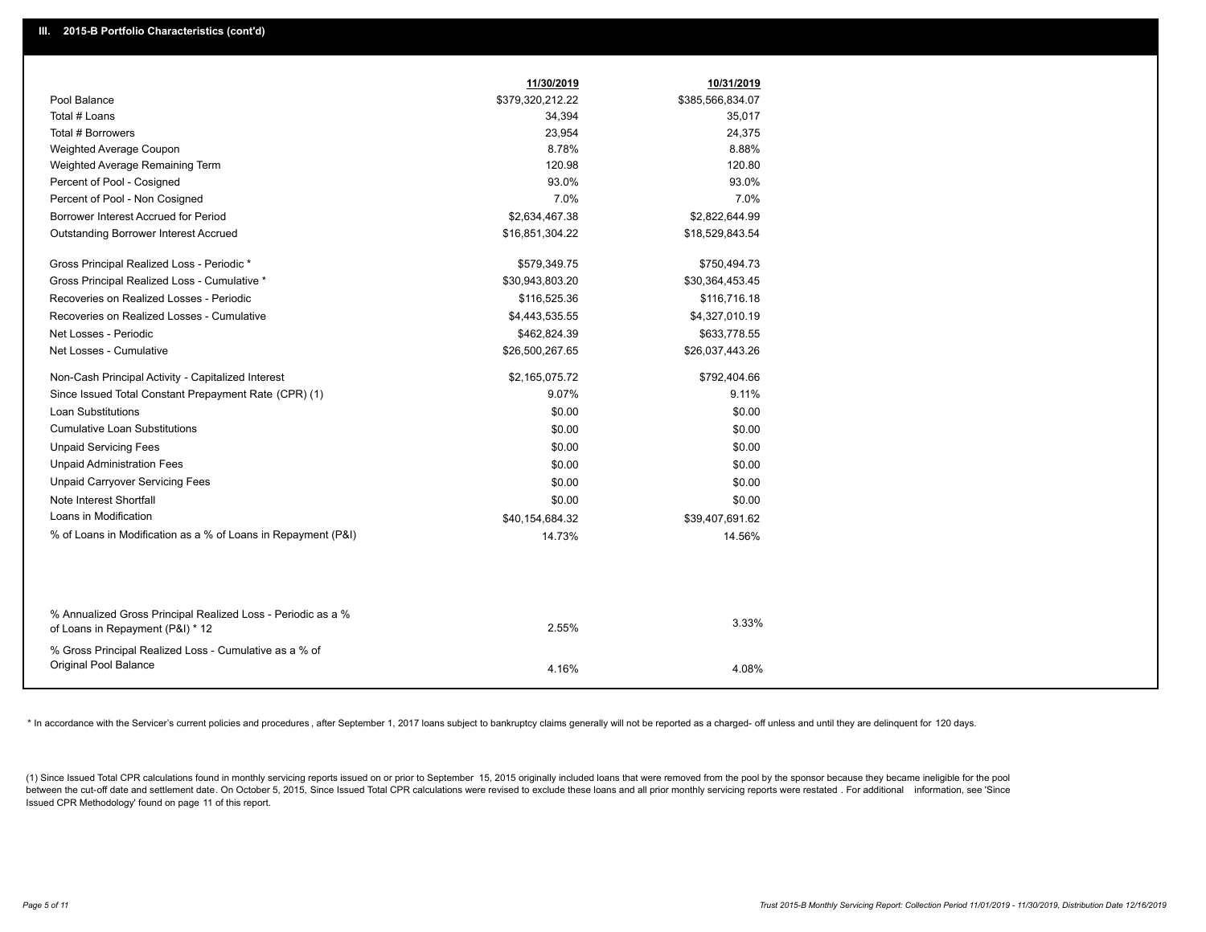## III. 2015-B Portfolio Characteristics (cont'd)

| | 11/30/2019 | 10/31/2019 |
|---|---|---|
| Pool Balance | $379,320,212.22 | $385,566,834.07 |
| Total # Loans | 34,394 | 35,017 |
| Total # Borrowers | 23,954 | 24,375 |
| Weighted Average Coupon | 8.78% | 8.88% |
| Weighted Average Remaining Term | 120.98 | 120.80 |
| Percent of Pool - Cosigned | 93.0% | 93.0% |
| Percent of Pool - Non Cosigned | 7.0% | 7.0% |
| Borrower Interest Accrued for Period | $2,634,467.38 | $2,822,644.99 |
| Outstanding Borrower Interest Accrued | $16,851,304.22 | $18,529,843.54 |
| Gross Principal Realized Loss - Periodic * | $579,349.75 | $750,494.73 |
| Gross Principal Realized Loss - Cumulative * | $30,943,803.20 | $30,364,453.45 |
| Recoveries on Realized Losses - Periodic | $116,525.36 | $116,716.18 |
| Recoveries on Realized Losses - Cumulative | $4,443,535.55 | $4,327,010.19 |
| Net Losses - Periodic | $462,824.39 | $633,778.55 |
| Net Losses - Cumulative | $26,500,267.65 | $26,037,443.26 |
| Non-Cash Principal Activity - Capitalized Interest | $2,165,075.72 | $792,404.66 |
| Since Issued Total Constant Prepayment Rate (CPR) (1) | 9.07% | 9.11% |
| Loan Substitutions | $0.00 | $0.00 |
| Cumulative Loan Substitutions | $0.00 | $0.00 |
| Unpaid Servicing Fees | $0.00 | $0.00 |
| Unpaid Administration Fees | $0.00 | $0.00 |
| Unpaid Carryover Servicing Fees | $0.00 | $0.00 |
| Note Interest Shortfall | $0.00 | $0.00 |
| Loans in Modification | $40,154,684.32 | $39,407,691.62 |
| % of Loans in Modification as a % of Loans in Repayment (P&I) | 14.73% | 14.56% |
| % Annualized Gross Principal Realized Loss - Periodic as a % of Loans in Repayment (P&I) * 12 | 2.55% | 3.33% |
| % Gross Principal Realized Loss - Cumulative as a % of Original Pool Balance | 4.16% | 4.08% |

* In accordance with the Servicer's current policies and procedures, after September 1, 2017 loans subject to bankruptcy claims generally will not be reported as a charged- off unless and until they are delinquent for 120 days.

(1) Since Issued Total CPR calculations found in monthly servicing reports issued on or prior to September 15, 2015 originally included loans that were removed from the pool by the sponsor because they became ineligible for the pool between the cut-off date and settlement date. On October 5, 2015, Since Issued Total CPR calculations were revised to exclude these loans and all prior monthly servicing reports were restated . For additional information, see 'Since Issued CPR Methodology' found on page 11 of this report.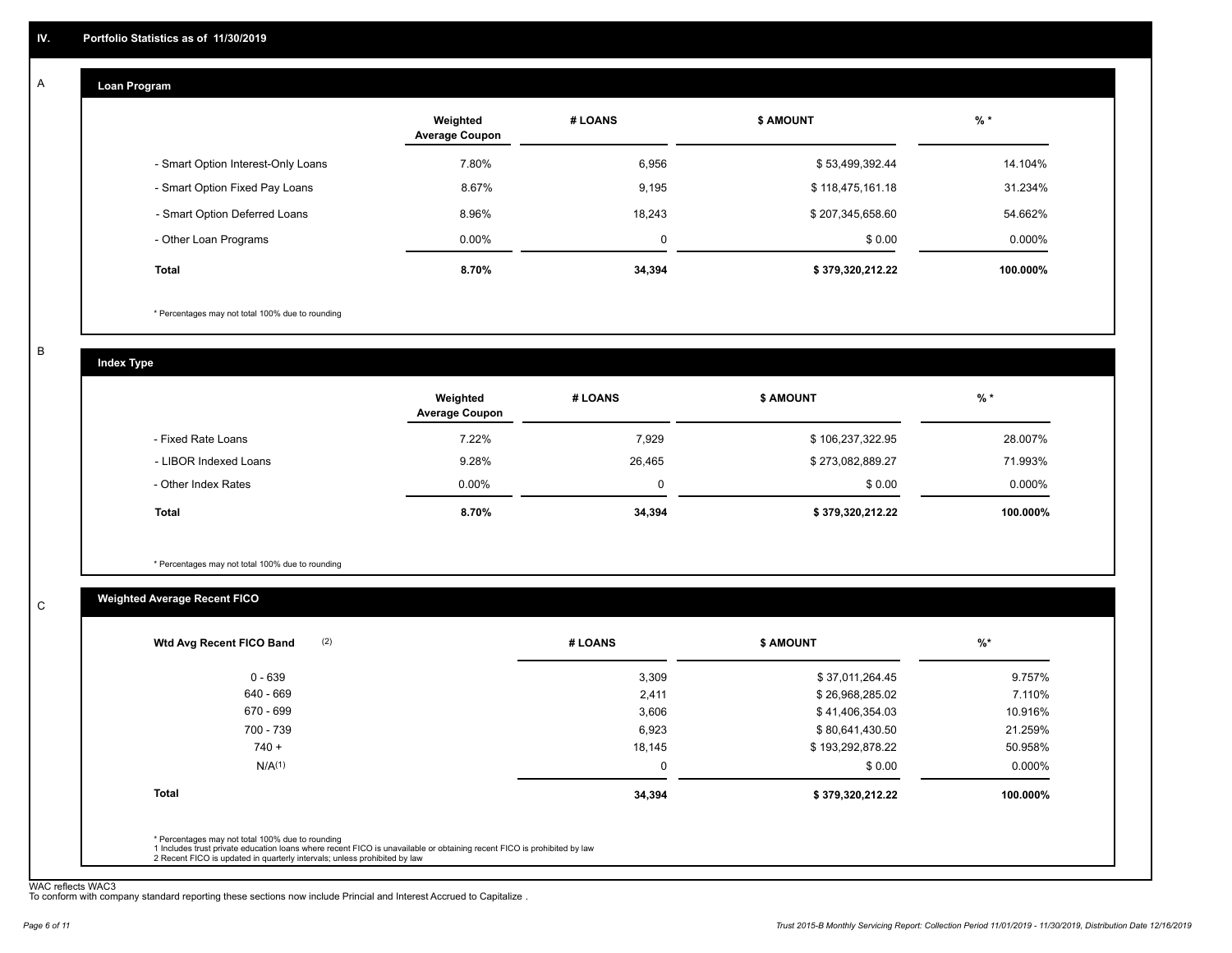## IV. Portfolio Statistics as of 11/30/2019

### A Loan Program

| | Weighted Average Coupon | # LOANS | $ AMOUNT | % * |
|---|---|---|---|---|
| - Smart Option Interest-Only Loans | 7.80% | 6,956 | $ 53,499,392.44 | 14.104% |
| - Smart Option Fixed Pay Loans | 8.67% | 9,195 | $ 118,475,161.18 | 31.234% |
| - Smart Option Deferred Loans | 8.96% | 18,243 | $ 207,345,658.60 | 54.662% |
| - Other Loan Programs | 0.00% | 0 | $ 0.00 | 0.000% |
| **Total** | **8.70%** | **34,394** | **$ 379,320,212.22** | **100.000%** |

\* Percentages may not total 100% due to rounding

### B Index Type

| | Weighted Average Coupon | # LOANS | $ AMOUNT | % * |
|---|---|---|---|---|
| - Fixed Rate Loans | 7.22% | 7,929 | $ 106,237,322.95 | 28.007% |
| - LIBOR Indexed Loans | 9.28% | 26,465 | $ 273,082,889.27 | 71.993% |
| - Other Index Rates | 0.00% | 0 | $ 0.00 | 0.000% |
| **Total** | **8.70%** | **34,394** | **$ 379,320,212.22** | **100.000%** |

\* Percentages may not total 100% due to rounding

### C Weighted Average Recent FICO

| Wtd Avg Recent FICO Band (2) | # LOANS | $ AMOUNT | %* |
|---|---|---|---|
| 0 - 639 | 3,309 | $ 37,011,264.45 | 9.757% |
| 640 - 669 | 2,411 | $ 26,968,285.02 | 7.110% |
| 670 - 699 | 3,606 | $ 41,406,354.03 | 10.916% |
| 700 - 739 | 6,923 | $ 80,641,430.50 | 21.259% |
| 740 + | 18,145 | $ 193,292,878.22 | 50.958% |
| N/A(1) | 0 | $ 0.00 | 0.000% |
| **Total** | **34,394** | **$ 379,320,212.22** | **100.000%** |

\* Percentages may not total 100% due to rounding
1 Includes trust private education loans where recent FICO is unavailable or obtaining recent FICO is prohibited by law
2 Recent FICO is updated in quarterly intervals; unless prohibited by law

WAC reflects WAC3
To conform with company standard reporting these sections now include Princial and Interest Accrued to Capitalize .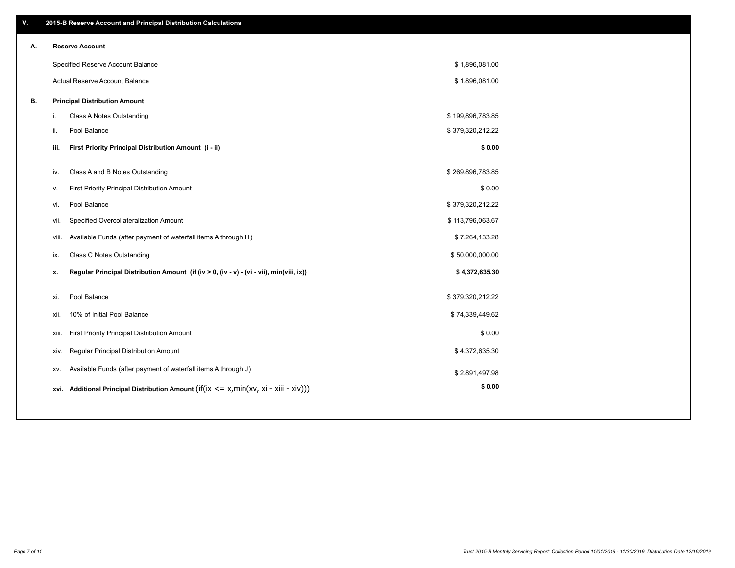## V. 2015-B Reserve Account and Principal Distribution Calculations

| | | |
|---|---|---|
| **A.** | **Reserve Account** | |
| | Specified Reserve Account Balance | $ 1,896,081.00 |
| | Actual Reserve Account Balance | $ 1,896,081.00 |
| **B.** | **Principal Distribution Amount** | |
| i. | Class A Notes Outstanding | $ 199,896,783.85 |
| ii. | Pool Balance | $ 379,320,212.22 |
| **iii.** | **First Priority Principal Distribution Amount (i - ii)** | **$ 0.00** |
| iv. | Class A and B Notes Outstanding | $ 269,896,783.85 |
| v. | First Priority Principal Distribution Amount | $ 0.00 |
| vi. | Pool Balance | $ 379,320,212.22 |
| vii. | Specified Overcollateralization Amount | $ 113,796,063.67 |
| viii. | Available Funds (after payment of waterfall items A through H) | $ 7,264,133.28 |
| ix. | Class C Notes Outstanding | $ 50,000,000.00 |
| **x.** | **Regular Principal Distribution Amount (if (iv > 0, (iv - v) - (vi - vii), min(viii, ix))** | **$ 4,372,635.30** |
| xi. | Pool Balance | $ 379,320,212.22 |
| xii. | 10% of Initial Pool Balance | $ 74,339,449.62 |
| xiii. | First Priority Principal Distribution Amount | $ 0.00 |
| xiv. | Regular Principal Distribution Amount | $ 4,372,635.30 |
| xv. | Available Funds (after payment of waterfall items A through J) | $ 2,891,497.98 |
| **xvi.** | **Additional Principal Distribution Amount** (if(ix <= x,min(xv, xi - xiii - xiv))) | **$ 0.00** |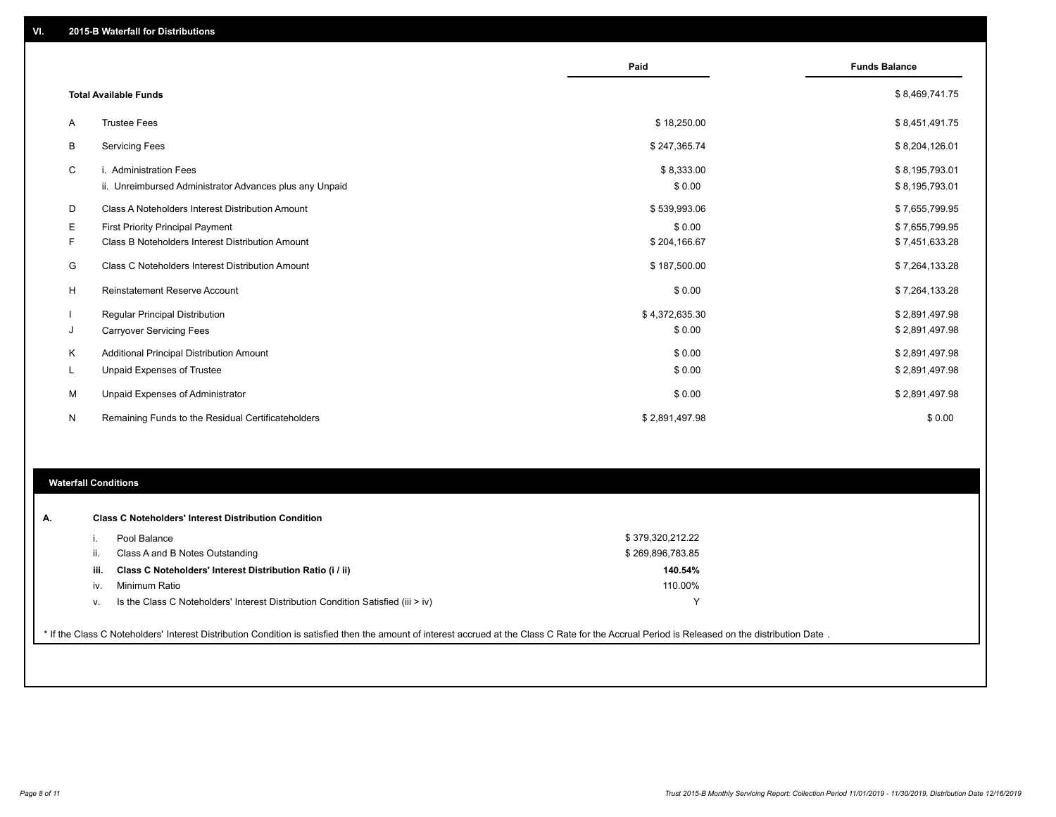## VI. 2015-B Waterfall for Distributions

| | | Paid | Funds Balance |
|---|---|---|---|
| | **Total Available Funds** | | $ 8,469,741.75 |
| A | Trustee Fees | $ 18,250.00 | $ 8,451,491.75 |
| B | Servicing Fees | $ 247,365.74 | $ 8,204,126.01 |
| C | i. Administration Fees | $ 8,333.00 | $ 8,195,793.01 |
| | ii. Unreimbursed Administrator Advances plus any Unpaid | $ 0.00 | $ 8,195,793.01 |
| D | Class A Noteholders Interest Distribution Amount | $ 539,993.06 | $ 7,655,799.95 |
| E | First Priority Principal Payment | $ 0.00 | $ 7,655,799.95 |
| F | Class B Noteholders Interest Distribution Amount | $ 204,166.67 | $ 7,451,633.28 |
| G | Class C Noteholders Interest Distribution Amount | $ 187,500.00 | $ 7,264,133.28 |
| H | Reinstatement Reserve Account | $ 0.00 | $ 7,264,133.28 |
| I | Regular Principal Distribution | $ 4,372,635.30 | $ 2,891,497.98 |
| J | Carryover Servicing Fees | $ 0.00 | $ 2,891,497.98 |
| K | Additional Principal Distribution Amount | $ 0.00 | $ 2,891,497.98 |
| L | Unpaid Expenses of Trustee | $ 0.00 | $ 2,891,497.98 |
| M | Unpaid Expenses of Administrator | $ 0.00 | $ 2,891,497.98 |
| N | Remaining Funds to the Residual Certificateholders | $ 2,891,497.98 | $ 0.00 |

## Waterfall Conditions

| | | |
|---|---|---|
| **A.** | **Class C Noteholders' Interest Distribution Condition** | |
| i. | Pool Balance | $ 379,320,212.22 |
| ii. | Class A and B Notes Outstanding | $ 269,896,783.85 |
| **iii.** | **Class C Noteholders' Interest Distribution Ratio (i / ii)** | **140.54%** |
| iv. | Minimum Ratio | 110.00% |
| v. | Is the Class C Noteholders' Interest Distribution Condition Satisfied (iii > iv) | Y |

* If the Class C Noteholders' Interest Distribution Condition is satisfied then the amount of interest accrued at the Class C Rate for the Accrual Period is Released on the distribution Date .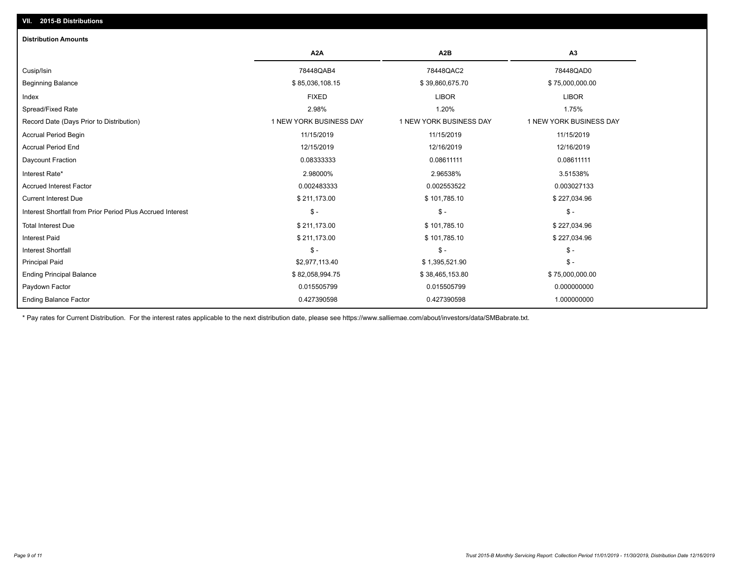## VII. 2015-B Distributions

### Distribution Amounts

| | A2A | A2B | A3 |
|---|---|---|---|
| Cusip/Isin | 78448QAB4 | 78448QAC2 | 78448QAD0 |
| Beginning Balance | $ 85,036,108.15 | $ 39,860,675.70 | $ 75,000,000.00 |
| Index | FIXED | LIBOR | LIBOR |
| Spread/Fixed Rate | 2.98% | 1.20% | 1.75% |
| Record Date (Days Prior to Distribution) | 1 NEW YORK BUSINESS DAY | 1 NEW YORK BUSINESS DAY | 1 NEW YORK BUSINESS DAY |
| Accrual Period Begin | 11/15/2019 | 11/15/2019 | 11/15/2019 |
| Accrual Period End | 12/15/2019 | 12/16/2019 | 12/16/2019 |
| Daycount Fraction | 0.08333333 | 0.08611111 | 0.08611111 |
| Interest Rate* | 2.98000% | 2.96538% | 3.51538% |
| Accrued Interest Factor | 0.002483333 | 0.002553522 | 0.003027133 |
| Current Interest Due | $ 211,173.00 | $ 101,785.10 | $ 227,034.96 |
| Interest Shortfall from Prior Period Plus Accrued Interest | $ - | $ - | $ - |
| Total Interest Due | $ 211,173.00 | $ 101,785.10 | $ 227,034.96 |
| Interest Paid | $ 211,173.00 | $ 101,785.10 | $ 227,034.96 |
| Interest Shortfall | $ - | $ - | $ - |
| Principal Paid | $2,977,113.40 | $ 1,395,521.90 | $ - |
| Ending Principal Balance | $ 82,058,994.75 | $ 38,465,153.80 | $ 75,000,000.00 |
| Paydown Factor | 0.015505799 | 0.015505799 | 0.000000000 |
| Ending Balance Factor | 0.427390598 | 0.427390598 | 1.000000000 |

* Pay rates for Current Distribution. For the interest rates applicable to the next distribution date, please see https://www.salliemae.com/about/investors/data/SMBabrate.txt.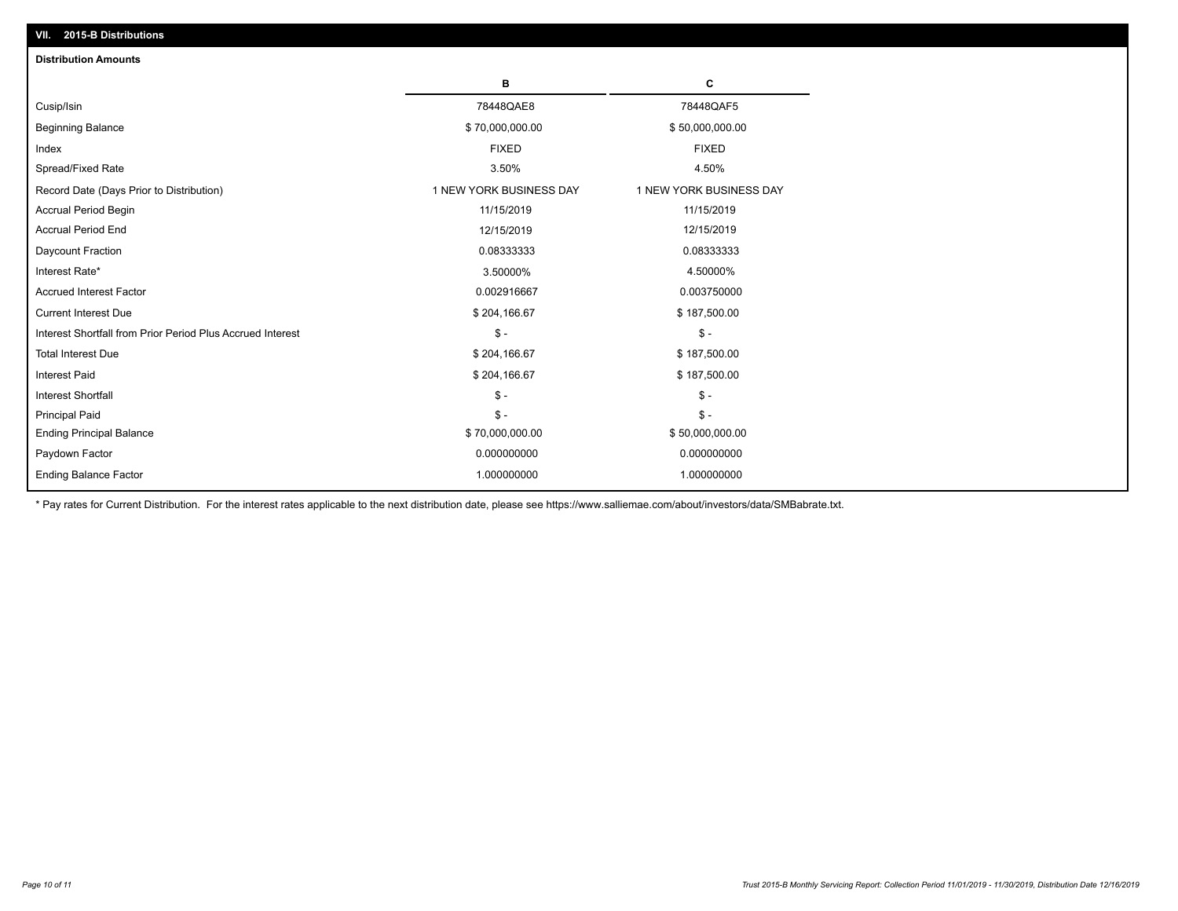## VII. 2015-B Distributions

### Distribution Amounts

| | B | C |
|---|---|---|
| Cusip/Isin | 78448QAE8 | 78448QAF5 |
| Beginning Balance | $ 70,000,000.00 | $ 50,000,000.00 |
| Index | FIXED | FIXED |
| Spread/Fixed Rate | 3.50% | 4.50% |
| Record Date (Days Prior to Distribution) | 1 NEW YORK BUSINESS DAY | 1 NEW YORK BUSINESS DAY |
| Accrual Period Begin | 11/15/2019 | 11/15/2019 |
| Accrual Period End | 12/15/2019 | 12/15/2019 |
| Daycount Fraction | 0.08333333 | 0.08333333 |
| Interest Rate* | 3.50000% | 4.50000% |
| Accrued Interest Factor | 0.002916667 | 0.003750000 |
| Current Interest Due | $ 204,166.67 | $ 187,500.00 |
| Interest Shortfall from Prior Period Plus Accrued Interest | $ - | $ - |
| Total Interest Due | $ 204,166.67 | $ 187,500.00 |
| Interest Paid | $ 204,166.67 | $ 187,500.00 |
| Interest Shortfall | $ - | $ - |
| Principal Paid | $ - | $ - |
| Ending Principal Balance | $ 70,000,000.00 | $ 50,000,000.00 |
| Paydown Factor | 0.000000000 | 0.000000000 |
| Ending Balance Factor | 1.000000000 | 1.000000000 |

* Pay rates for Current Distribution. For the interest rates applicable to the next distribution date, please see https://www.salliemae.com/about/investors/data/SMBabrate.txt.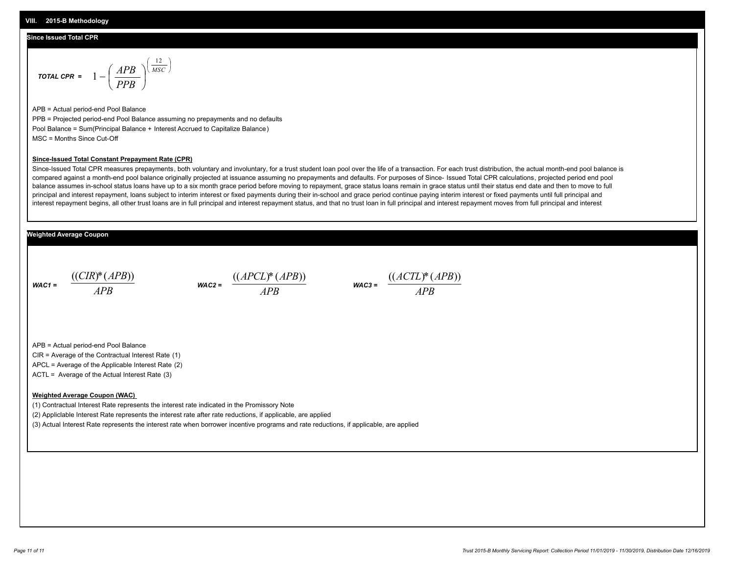## VIII. 2015-B Methodology

### Since Issued Total CPR

$$\textit{TOTAL CPR} = 1 - \left(\frac{APB}{PPB}\right)^{\left(\frac{12}{MSC}\right)}$$

APB = Actual period-end Pool Balance

PPB = Projected period-end Pool Balance assuming no prepayments and no defaults

Pool Balance = Sum(Principal Balance + Interest Accrued to Capitalize Balance)

MSC = Months Since Cut-Off

**Since-Issued Total Constant Prepayment Rate (CPR)**

Since-Issued Total CPR measures prepayments, both voluntary and involuntary, for a trust student loan pool over the life of a transaction. For each trust distribution, the actual month-end pool balance is compared against a month-end pool balance originally projected at issuance assuming no prepayments and defaults. For purposes of Since- Issued Total CPR calculations, projected period end pool balance assumes in-school status loans have up to a six month grace period before moving to repayment, grace status loans remain in grace status until their status end date and then to move to full principal and interest repayment, loans subject to interim interest or fixed payments during their in-school and grace period continue paying interim interest or fixed payments until full principal and interest repayment begins, all other trust loans are in full principal and interest repayment status, and that no trust loan in full principal and interest repayment moves from full principal and interest

### Weighted Average Coupon

$$\textit{WAC1} = \frac{((CIR)*(APB))}{APB} \qquad \textit{WAC2} = \frac{((APCL)*(APB))}{APB} \qquad \textit{WAC3} = \frac{((ACTL)*(APB))}{APB}$$

APB = Actual period-end Pool Balance

CIR = Average of the Contractual Interest Rate (1)

APCL = Average of the Applicable Interest Rate (2)

ACTL = Average of the Actual Interest Rate (3)

**Weighted Average Coupon (WAC)**

(1) Contractual Interest Rate represents the interest rate indicated in the Promissory Note

(2) Appliclable Interest Rate represents the interest rate after rate reductions, if applicable, are applied

(3) Actual Interest Rate represents the interest rate when borrower incentive programs and rate reductions, if applicable, are applied